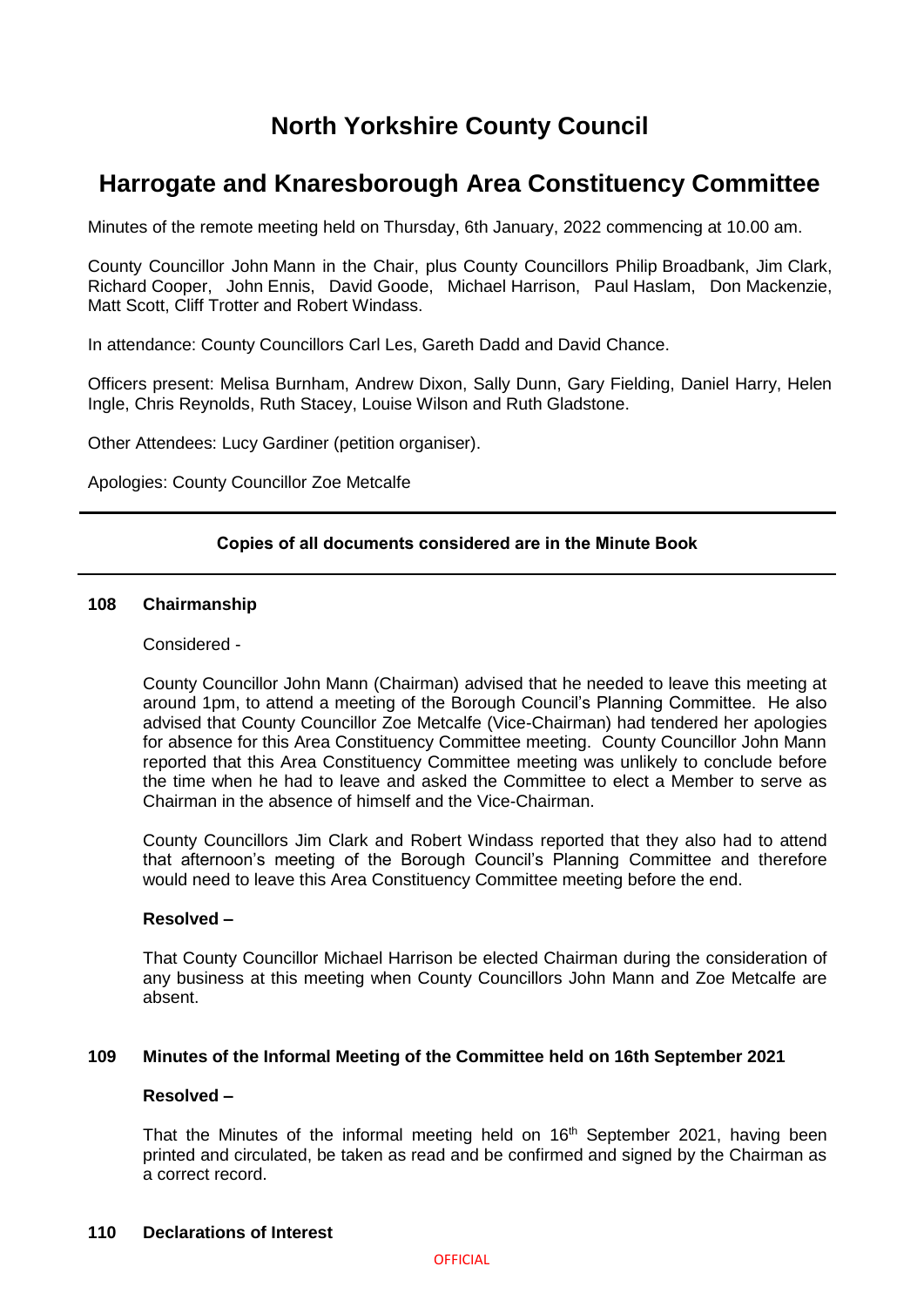# North Yorkshire County Council

## Harrogate and Knaresborough Area Constituency Committee

Minutes of the remote meeting held on Thursday, 6th January, 2022 commencing at 10.00 am.

County Councillor John Mann in the Chair, plus County Councillors Philip Broadbank, Jim Clark, Richard Cooper, John Ennis, David Goode, Michael Harrison, Paul Haslam, Don Mackenzie, Matt Scott, Cliff Trotter and Robert Windass.

In attendance: County Councillors Carl Les, Gareth Dadd and David Chance.

Officers present: Melisa Burnham, Andrew Dixon, Sally Dunn, Gary Fielding, Daniel Harry, Helen Ingle, Chris Reynolds, Ruth Stacey, Louise Wilson and Ruth Gladstone.

Other Attendees: Lucy Gardiner (petition organiser).

Apologies: County Councillor Zoe Metcalfe

---

**Copies of all documents considered are in the Minute Book**

---

### 108 Chairmanship

Considered -

County Councillor John Mann (Chairman) advised that he needed to leave this meeting at around 1pm, to attend a meeting of the Borough Council's Planning Committee. He also advised that County Councillor Zoe Metcalfe (Vice-Chairman) had tendered her apologies for absence for this Area Constituency Committee meeting. County Councillor John Mann reported that this Area Constituency Committee meeting was unlikely to conclude before the time when he had to leave and asked the Committee to elect a Member to serve as Chairman in the absence of himself and the Vice-Chairman.

County Councillors Jim Clark and Robert Windass reported that they also had to attend that afternoon's meeting of the Borough Council's Planning Committee and therefore would need to leave this Area Constituency Committee meeting before the end.

**Resolved –**

That County Councillor Michael Harrison be elected Chairman during the consideration of any business at this meeting when County Councillors John Mann and Zoe Metcalfe are absent.

### 109 Minutes of the Informal Meeting of the Committee held on 16th September 2021

**Resolved –**

That the Minutes of the informal meeting held on 16th September 2021, having been printed and circulated, be taken as read and be confirmed and signed by the Chairman as a correct record.

### 110 Declarations of Interest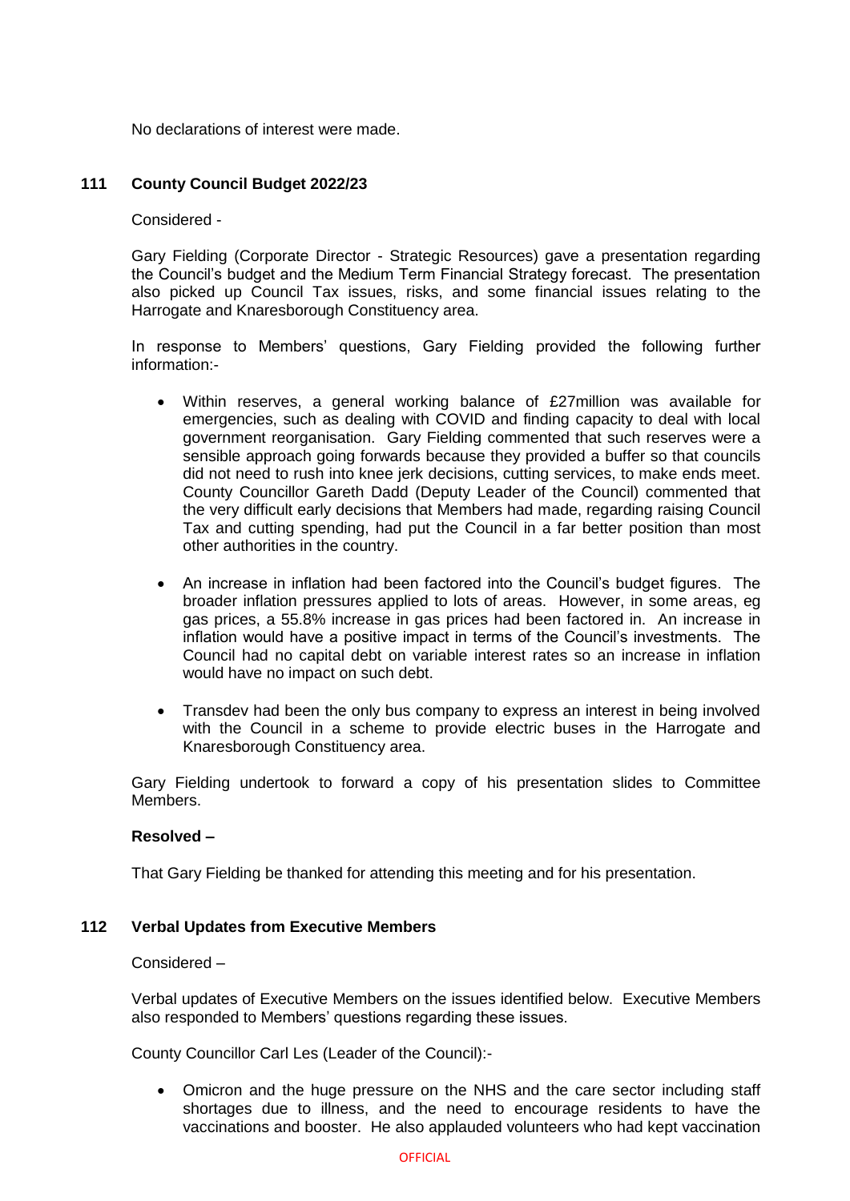No declarations of interest were made.

## 111 County Council Budget 2022/23

Considered -

Gary Fielding (Corporate Director - Strategic Resources) gave a presentation regarding the Council's budget and the Medium Term Financial Strategy forecast. The presentation also picked up Council Tax issues, risks, and some financial issues relating to the Harrogate and Knaresborough Constituency area.

In response to Members' questions, Gary Fielding provided the following further information:-

- Within reserves, a general working balance of £27million was available for emergencies, such as dealing with COVID and finding capacity to deal with local government reorganisation. Gary Fielding commented that such reserves were a sensible approach going forwards because they provided a buffer so that councils did not need to rush into knee jerk decisions, cutting services, to make ends meet. County Councillor Gareth Dadd (Deputy Leader of the Council) commented that the very difficult early decisions that Members had made, regarding raising Council Tax and cutting spending, had put the Council in a far better position than most other authorities in the country.

- An increase in inflation had been factored into the Council's budget figures. The broader inflation pressures applied to lots of areas. However, in some areas, eg gas prices, a 55.8% increase in gas prices had been factored in. An increase in inflation would have a positive impact in terms of the Council's investments. The Council had no capital debt on variable interest rates so an increase in inflation would have no impact on such debt.

- Transdev had been the only bus company to express an interest in being involved with the Council in a scheme to provide electric buses in the Harrogate and Knaresborough Constituency area.

Gary Fielding undertook to forward a copy of his presentation slides to Committee Members.

**Resolved –**

That Gary Fielding be thanked for attending this meeting and for his presentation.

## 112 Verbal Updates from Executive Members

Considered –

Verbal updates of Executive Members on the issues identified below. Executive Members also responded to Members' questions regarding these issues.

County Councillor Carl Les (Leader of the Council):-

- Omicron and the huge pressure on the NHS and the care sector including staff shortages due to illness, and the need to encourage residents to have the vaccinations and booster. He also applauded volunteers who had kept vaccination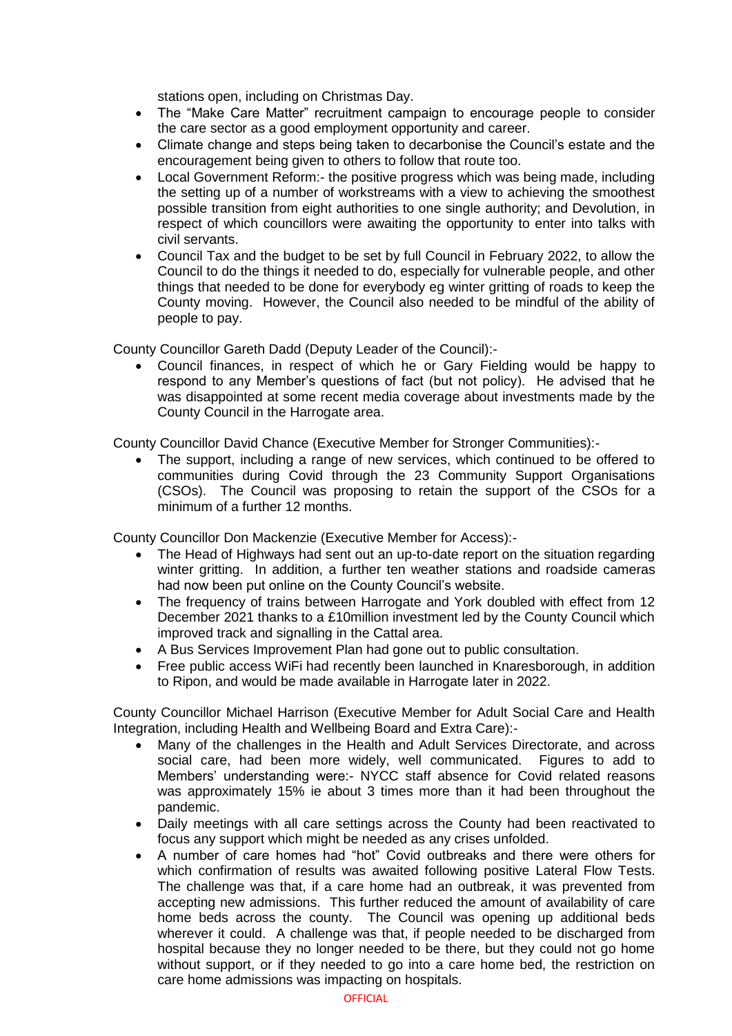stations open, including on Christmas Day.

- The "Make Care Matter" recruitment campaign to encourage people to consider the care sector as a good employment opportunity and career.
- Climate change and steps being taken to decarbonise the Council's estate and the encouragement being given to others to follow that route too.
- Local Government Reform:- the positive progress which was being made, including the setting up of a number of workstreams with a view to achieving the smoothest possible transition from eight authorities to one single authority; and Devolution, in respect of which councillors were awaiting the opportunity to enter into talks with civil servants.
- Council Tax and the budget to be set by full Council in February 2022, to allow the Council to do the things it needed to do, especially for vulnerable people, and other things that needed to be done for everybody eg winter gritting of roads to keep the County moving. However, the Council also needed to be mindful of the ability of people to pay.

County Councillor Gareth Dadd (Deputy Leader of the Council):-

- Council finances, in respect of which he or Gary Fielding would be happy to respond to any Member's questions of fact (but not policy). He advised that he was disappointed at some recent media coverage about investments made by the County Council in the Harrogate area.

County Councillor David Chance (Executive Member for Stronger Communities):-

- The support, including a range of new services, which continued to be offered to communities during Covid through the 23 Community Support Organisations (CSOs). The Council was proposing to retain the support of the CSOs for a minimum of a further 12 months.

County Councillor Don Mackenzie (Executive Member for Access):-

- The Head of Highways had sent out an up-to-date report on the situation regarding winter gritting. In addition, a further ten weather stations and roadside cameras had now been put online on the County Council's website.
- The frequency of trains between Harrogate and York doubled with effect from 12 December 2021 thanks to a £10million investment led by the County Council which improved track and signalling in the Cattal area.
- A Bus Services Improvement Plan had gone out to public consultation.
- Free public access WiFi had recently been launched in Knaresborough, in addition to Ripon, and would be made available in Harrogate later in 2022.

County Councillor Michael Harrison (Executive Member for Adult Social Care and Health Integration, including Health and Wellbeing Board and Extra Care):-

- Many of the challenges in the Health and Adult Services Directorate, and across social care, had been more widely, well communicated. Figures to add to Members' understanding were:- NYCC staff absence for Covid related reasons was approximately 15% ie about 3 times more than it had been throughout the pandemic.
- Daily meetings with all care settings across the County had been reactivated to focus any support which might be needed as any crises unfolded.
- A number of care homes had "hot" Covid outbreaks and there were others for which confirmation of results was awaited following positive Lateral Flow Tests. The challenge was that, if a care home had an outbreak, it was prevented from accepting new admissions. This further reduced the amount of availability of care home beds across the county. The Council was opening up additional beds wherever it could. A challenge was that, if people needed to be discharged from hospital because they no longer needed to be there, but they could not go home without support, or if they needed to go into a care home bed, the restriction on care home admissions was impacting on hospitals.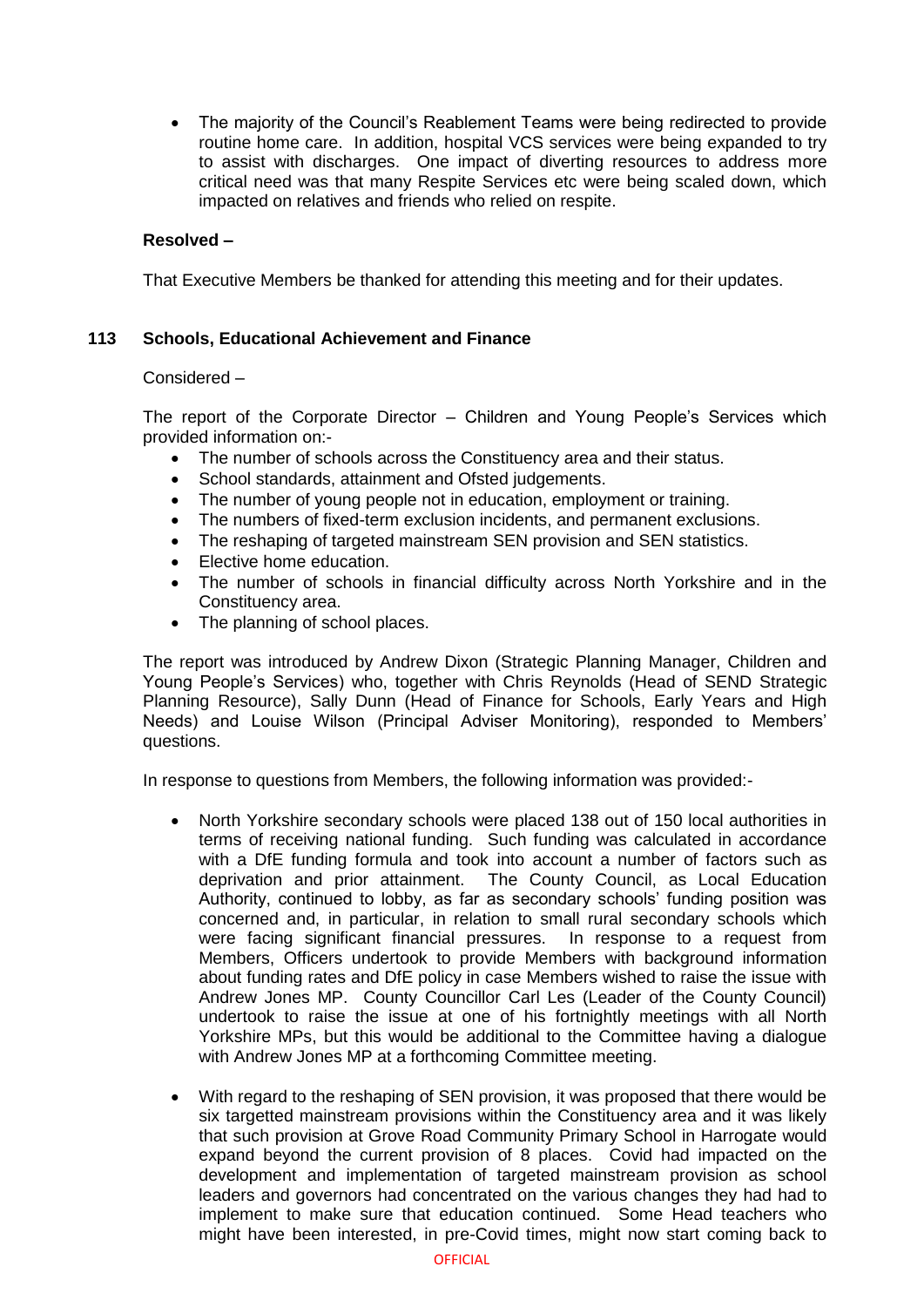- The majority of the Council's Reablement Teams were being redirected to provide routine home care. In addition, hospital VCS services were being expanded to try to assist with discharges. One impact of diverting resources to address more critical need was that many Respite Services etc were being scaled down, which impacted on relatives and friends who relied on respite.

**Resolved –**

That Executive Members be thanked for attending this meeting and for their updates.

## 113 Schools, Educational Achievement and Finance

Considered –

The report of the Corporate Director – Children and Young People's Services which provided information on:-

- The number of schools across the Constituency area and their status.
- School standards, attainment and Ofsted judgements.
- The number of young people not in education, employment or training.
- The numbers of fixed-term exclusion incidents, and permanent exclusions.
- The reshaping of targeted mainstream SEN provision and SEN statistics.
- Elective home education.
- The number of schools in financial difficulty across North Yorkshire and in the Constituency area.
- The planning of school places.

The report was introduced by Andrew Dixon (Strategic Planning Manager, Children and Young People's Services) who, together with Chris Reynolds (Head of SEND Strategic Planning Resource), Sally Dunn (Head of Finance for Schools, Early Years and High Needs) and Louise Wilson (Principal Adviser Monitoring), responded to Members' questions.

In response to questions from Members, the following information was provided:-

- North Yorkshire secondary schools were placed 138 out of 150 local authorities in terms of receiving national funding. Such funding was calculated in accordance with a DfE funding formula and took into account a number of factors such as deprivation and prior attainment. The County Council, as Local Education Authority, continued to lobby, as far as secondary schools' funding position was concerned and, in particular, in relation to small rural secondary schools which were facing significant financial pressures. In response to a request from Members, Officers undertook to provide Members with background information about funding rates and DfE policy in case Members wished to raise the issue with Andrew Jones MP. County Councillor Carl Les (Leader of the County Council) undertook to raise the issue at one of his fortnightly meetings with all North Yorkshire MPs, but this would be additional to the Committee having a dialogue with Andrew Jones MP at a forthcoming Committee meeting.

- With regard to the reshaping of SEN provision, it was proposed that there would be six targetted mainstream provisions within the Constituency area and it was likely that such provision at Grove Road Community Primary School in Harrogate would expand beyond the current provision of 8 places. Covid had impacted on the development and implementation of targeted mainstream provision as school leaders and governors had concentrated on the various changes they had had to implement to make sure that education continued. Some Head teachers who might have been interested, in pre-Covid times, might now start coming back to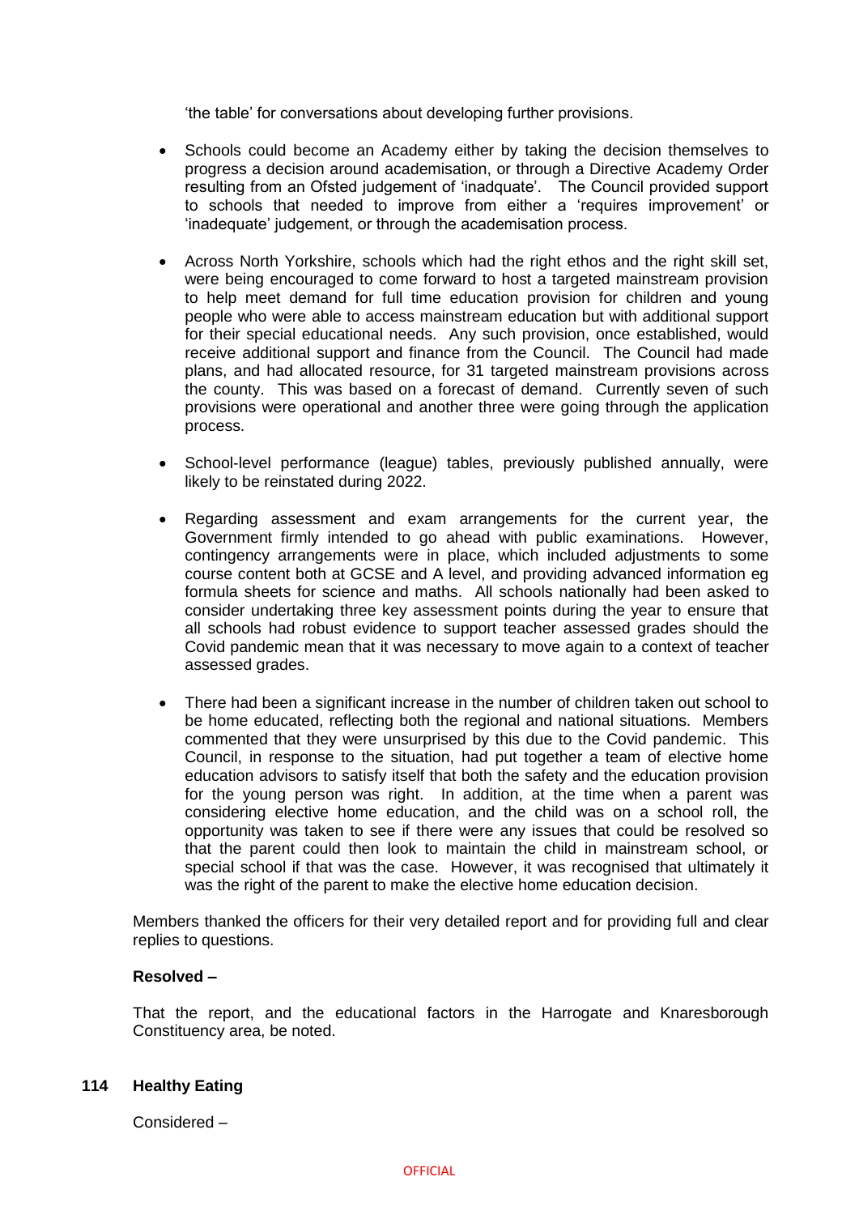'the table' for conversations about developing further provisions.

- Schools could become an Academy either by taking the decision themselves to progress a decision around academisation, or through a Directive Academy Order resulting from an Ofsted judgement of 'inadquate'. The Council provided support to schools that needed to improve from either a 'requires improvement' or 'inadequate' judgement, or through the academisation process.

- Across North Yorkshire, schools which had the right ethos and the right skill set, were being encouraged to come forward to host a targeted mainstream provision to help meet demand for full time education provision for children and young people who were able to access mainstream education but with additional support for their special educational needs. Any such provision, once established, would receive additional support and finance from the Council. The Council had made plans, and had allocated resource, for 31 targeted mainstream provisions across the county. This was based on a forecast of demand. Currently seven of such provisions were operational and another three were going through the application process.

- School-level performance (league) tables, previously published annually, were likely to be reinstated during 2022.

- Regarding assessment and exam arrangements for the current year, the Government firmly intended to go ahead with public examinations. However, contingency arrangements were in place, which included adjustments to some course content both at GCSE and A level, and providing advanced information eg formula sheets for science and maths. All schools nationally had been asked to consider undertaking three key assessment points during the year to ensure that all schools had robust evidence to support teacher assessed grades should the Covid pandemic mean that it was necessary to move again to a context of teacher assessed grades.

- There had been a significant increase in the number of children taken out school to be home educated, reflecting both the regional and national situations. Members commented that they were unsurprised by this due to the Covid pandemic. This Council, in response to the situation, had put together a team of elective home education advisors to satisfy itself that both the safety and the education provision for the young person was right. In addition, at the time when a parent was considering elective home education, and the child was on a school roll, the opportunity was taken to see if there were any issues that could be resolved so that the parent could then look to maintain the child in mainstream school, or special school if that was the case. However, it was recognised that ultimately it was the right of the parent to make the elective home education decision.

Members thanked the officers for their very detailed report and for providing full and clear replies to questions.

**Resolved –**

That the report, and the educational factors in the Harrogate and Knaresborough Constituency area, be noted.

**114 Healthy Eating**

Considered –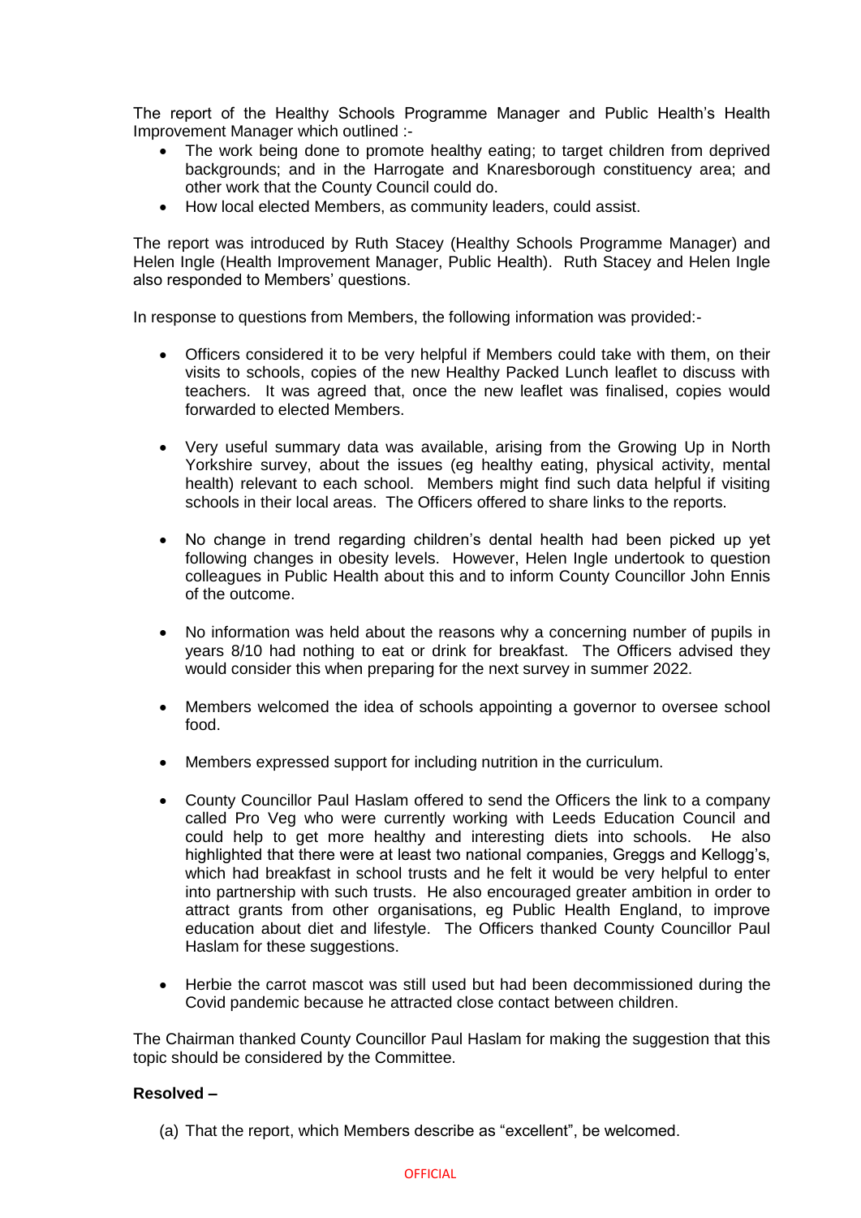The report of the Healthy Schools Programme Manager and Public Health's Health Improvement Manager which outlined :-

- The work being done to promote healthy eating; to target children from deprived backgrounds; and in the Harrogate and Knaresborough constituency area; and other work that the County Council could do.
- How local elected Members, as community leaders, could assist.

The report was introduced by Ruth Stacey (Healthy Schools Programme Manager) and Helen Ingle (Health Improvement Manager, Public Health). Ruth Stacey and Helen Ingle also responded to Members' questions.

In response to questions from Members, the following information was provided:-

- Officers considered it to be very helpful if Members could take with them, on their visits to schools, copies of the new Healthy Packed Lunch leaflet to discuss with teachers. It was agreed that, once the new leaflet was finalised, copies would forwarded to elected Members.

- Very useful summary data was available, arising from the Growing Up in North Yorkshire survey, about the issues (eg healthy eating, physical activity, mental health) relevant to each school. Members might find such data helpful if visiting schools in their local areas. The Officers offered to share links to the reports.

- No change in trend regarding children's dental health had been picked up yet following changes in obesity levels. However, Helen Ingle undertook to question colleagues in Public Health about this and to inform County Councillor John Ennis of the outcome.

- No information was held about the reasons why a concerning number of pupils in years 8/10 had nothing to eat or drink for breakfast. The Officers advised they would consider this when preparing for the next survey in summer 2022.

- Members welcomed the idea of schools appointing a governor to oversee school food.

- Members expressed support for including nutrition in the curriculum.

- County Councillor Paul Haslam offered to send the Officers the link to a company called Pro Veg who were currently working with Leeds Education Council and could help to get more healthy and interesting diets into schools. He also highlighted that there were at least two national companies, Greggs and Kellogg's, which had breakfast in school trusts and he felt it would be very helpful to enter into partnership with such trusts. He also encouraged greater ambition in order to attract grants from other organisations, eg Public Health England, to improve education about diet and lifestyle. The Officers thanked County Councillor Paul Haslam for these suggestions.

- Herbie the carrot mascot was still used but had been decommissioned during the Covid pandemic because he attracted close contact between children.

The Chairman thanked County Councillor Paul Haslam for making the suggestion that this topic should be considered by the Committee.

**Resolved –**

(a) That the report, which Members describe as "excellent", be welcomed.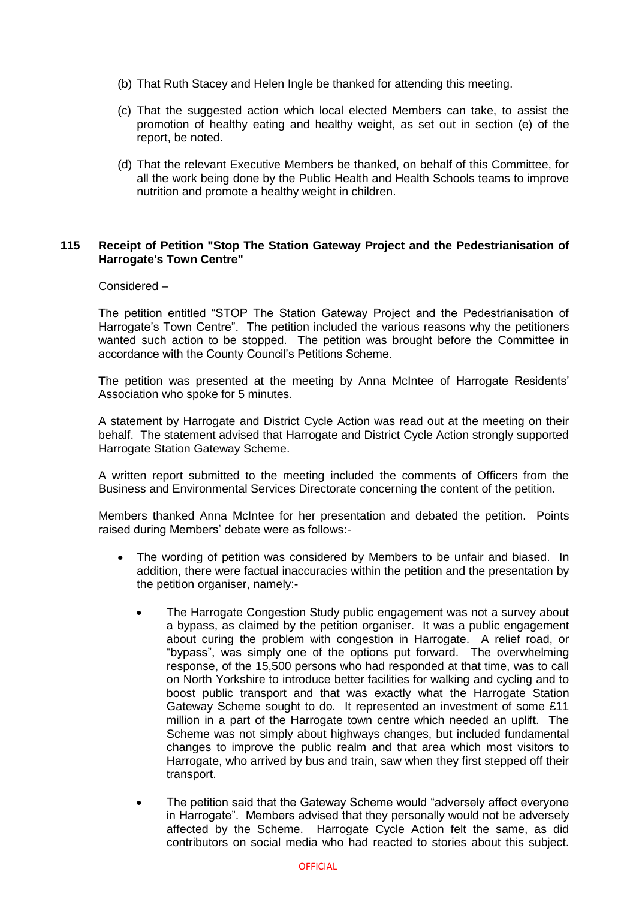(b) That Ruth Stacey and Helen Ingle be thanked for attending this meeting.

(c) That the suggested action which local elected Members can take, to assist the promotion of healthy eating and healthy weight, as set out in section (e) of the report, be noted.

(d) That the relevant Executive Members be thanked, on behalf of this Committee, for all the work being done by the Public Health and Health Schools teams to improve nutrition and promote a healthy weight in children.

**115 Receipt of Petition "Stop The Station Gateway Project and the Pedestrianisation of Harrogate's Town Centre"**

Considered –

The petition entitled "STOP The Station Gateway Project and the Pedestrianisation of Harrogate's Town Centre". The petition included the various reasons why the petitioners wanted such action to be stopped. The petition was brought before the Committee in accordance with the County Council's Petitions Scheme.

The petition was presented at the meeting by Anna McIntee of Harrogate Residents' Association who spoke for 5 minutes.

A statement by Harrogate and District Cycle Action was read out at the meeting on their behalf. The statement advised that Harrogate and District Cycle Action strongly supported Harrogate Station Gateway Scheme.

A written report submitted to the meeting included the comments of Officers from the Business and Environmental Services Directorate concerning the content of the petition.

Members thanked Anna McIntee for her presentation and debated the petition. Points raised during Members' debate were as follows:-

- The wording of petition was considered by Members to be unfair and biased. In addition, there were factual inaccuracies within the petition and the presentation by the petition organiser, namely:-

  - The Harrogate Congestion Study public engagement was not a survey about a bypass, as claimed by the petition organiser. It was a public engagement about curing the problem with congestion in Harrogate. A relief road, or "bypass", was simply one of the options put forward. The overwhelming response, of the 15,500 persons who had responded at that time, was to call on North Yorkshire to introduce better facilities for walking and cycling and to boost public transport and that was exactly what the Harrogate Station Gateway Scheme sought to do. It represented an investment of some £11 million in a part of the Harrogate town centre which needed an uplift. The Scheme was not simply about highways changes, but included fundamental changes to improve the public realm and that area which most visitors to Harrogate, who arrived by bus and train, saw when they first stepped off their transport.

  - The petition said that the Gateway Scheme would "adversely affect everyone in Harrogate". Members advised that they personally would not be adversely affected by the Scheme. Harrogate Cycle Action felt the same, as did contributors on social media who had reacted to stories about this subject.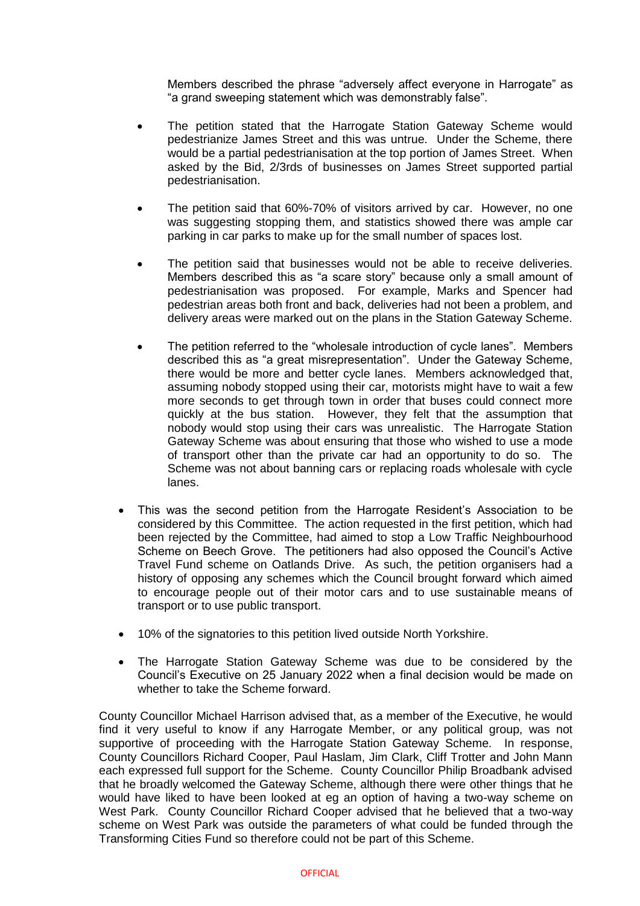Members described the phrase "adversely affect everyone in Harrogate" as "a grand sweeping statement which was demonstrably false".

- The petition stated that the Harrogate Station Gateway Scheme would pedestrianize James Street and this was untrue. Under the Scheme, there would be a partial pedestrianisation at the top portion of James Street. When asked by the Bid, 2/3rds of businesses on James Street supported partial pedestrianisation.

- The petition said that 60%-70% of visitors arrived by car. However, no one was suggesting stopping them, and statistics showed there was ample car parking in car parks to make up for the small number of spaces lost.

- The petition said that businesses would not be able to receive deliveries. Members described this as "a scare story" because only a small amount of pedestrianisation was proposed. For example, Marks and Spencer had pedestrian areas both front and back, deliveries had not been a problem, and delivery areas were marked out on the plans in the Station Gateway Scheme.

- The petition referred to the "wholesale introduction of cycle lanes". Members described this as "a great misrepresentation". Under the Gateway Scheme, there would be more and better cycle lanes. Members acknowledged that, assuming nobody stopped using their car, motorists might have to wait a few more seconds to get through town in order that buses could connect more quickly at the bus station. However, they felt that the assumption that nobody would stop using their cars was unrealistic. The Harrogate Station Gateway Scheme was about ensuring that those who wished to use a mode of transport other than the private car had an opportunity to do so. The Scheme was not about banning cars or replacing roads wholesale with cycle lanes.

- This was the second petition from the Harrogate Resident's Association to be considered by this Committee. The action requested in the first petition, which had been rejected by the Committee, had aimed to stop a Low Traffic Neighbourhood Scheme on Beech Grove. The petitioners had also opposed the Council's Active Travel Fund scheme on Oatlands Drive. As such, the petition organisers had a history of opposing any schemes which the Council brought forward which aimed to encourage people out of their motor cars and to use sustainable means of transport or to use public transport.

- 10% of the signatories to this petition lived outside North Yorkshire.

- The Harrogate Station Gateway Scheme was due to be considered by the Council's Executive on 25 January 2022 when a final decision would be made on whether to take the Scheme forward.

County Councillor Michael Harrison advised that, as a member of the Executive, he would find it very useful to know if any Harrogate Member, or any political group, was not supportive of proceeding with the Harrogate Station Gateway Scheme. In response, County Councillors Richard Cooper, Paul Haslam, Jim Clark, Cliff Trotter and John Mann each expressed full support for the Scheme. County Councillor Philip Broadbank advised that he broadly welcomed the Gateway Scheme, although there were other things that he would have liked to have been looked at eg an option of having a two-way scheme on West Park. County Councillor Richard Cooper advised that he believed that a two-way scheme on West Park was outside the parameters of what could be funded through the Transforming Cities Fund so therefore could not be part of this Scheme.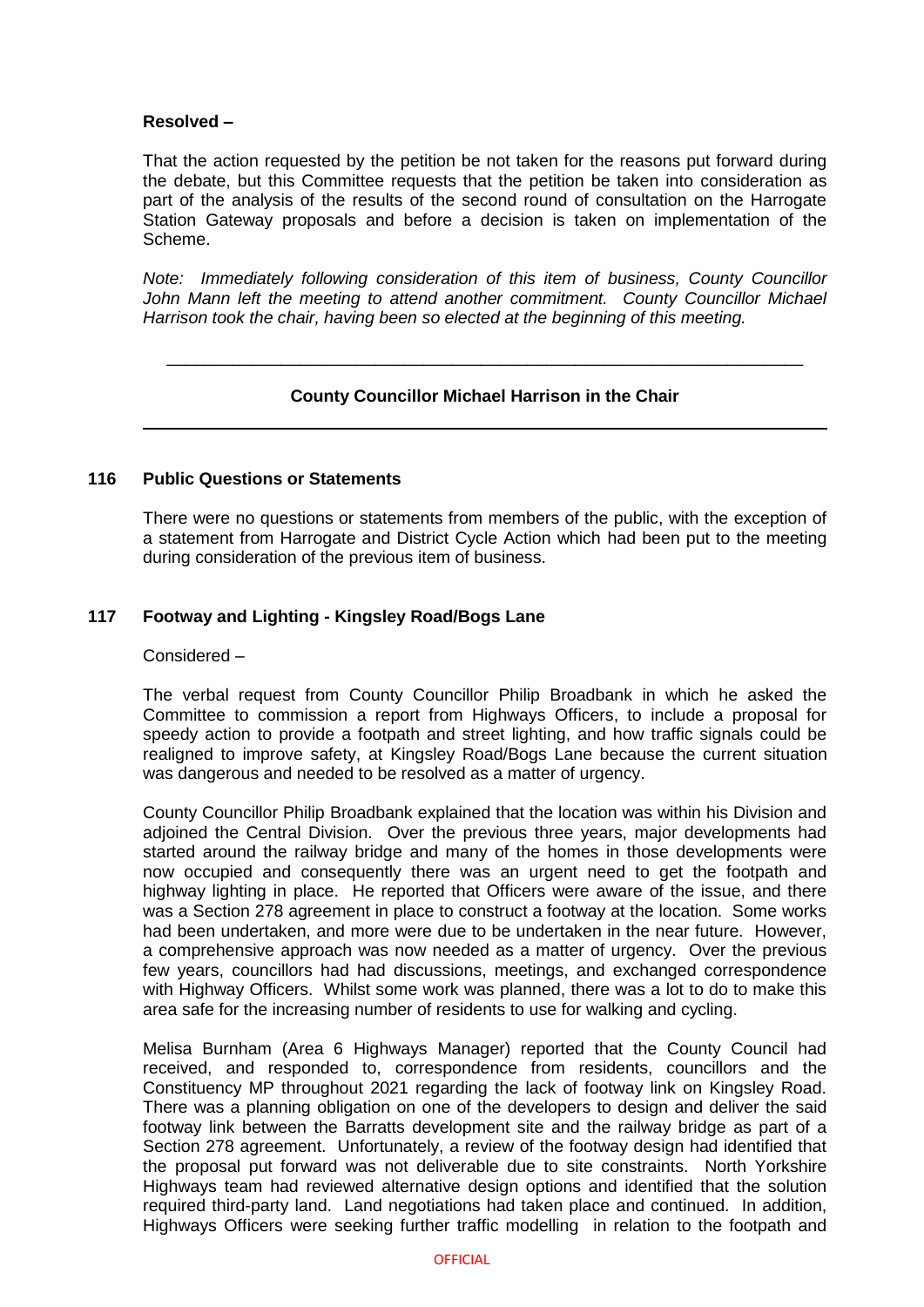**Resolved –**

That the action requested by the petition be not taken for the reasons put forward during the debate, but this Committee requests that the petition be taken into consideration as part of the analysis of the results of the second round of consultation on the Harrogate Station Gateway proposals and before a decision is taken on implementation of the Scheme.

*Note: Immediately following consideration of this item of business, County Councillor John Mann left the meeting to attend another commitment. County Councillor Michael Harrison took the chair, having been so elected at the beginning of this meeting.*

---

**County Councillor Michael Harrison in the Chair**

---

## 116 Public Questions or Statements

There were no questions or statements from members of the public, with the exception of a statement from Harrogate and District Cycle Action which had been put to the meeting during consideration of the previous item of business.

## 117 Footway and Lighting - Kingsley Road/Bogs Lane

Considered –

The verbal request from County Councillor Philip Broadbank in which he asked the Committee to commission a report from Highways Officers, to include a proposal for speedy action to provide a footpath and street lighting, and how traffic signals could be realigned to improve safety, at Kingsley Road/Bogs Lane because the current situation was dangerous and needed to be resolved as a matter of urgency.

County Councillor Philip Broadbank explained that the location was within his Division and adjoined the Central Division. Over the previous three years, major developments had started around the railway bridge and many of the homes in those developments were now occupied and consequently there was an urgent need to get the footpath and highway lighting in place. He reported that Officers were aware of the issue, and there was a Section 278 agreement in place to construct a footway at the location. Some works had been undertaken, and more were due to be undertaken in the near future. However, a comprehensive approach was now needed as a matter of urgency. Over the previous few years, councillors had had discussions, meetings, and exchanged correspondence with Highway Officers. Whilst some work was planned, there was a lot to do to make this area safe for the increasing number of residents to use for walking and cycling.

Melisa Burnham (Area 6 Highways Manager) reported that the County Council had received, and responded to, correspondence from residents, councillors and the Constituency MP throughout 2021 regarding the lack of footway link on Kingsley Road. There was a planning obligation on one of the developers to design and deliver the said footway link between the Barratts development site and the railway bridge as part of a Section 278 agreement. Unfortunately, a review of the footway design had identified that the proposal put forward was not deliverable due to site constraints. North Yorkshire Highways team had reviewed alternative design options and identified that the solution required third-party land. Land negotiations had taken place and continued. In addition, Highways Officers were seeking further traffic modelling in relation to the footpath and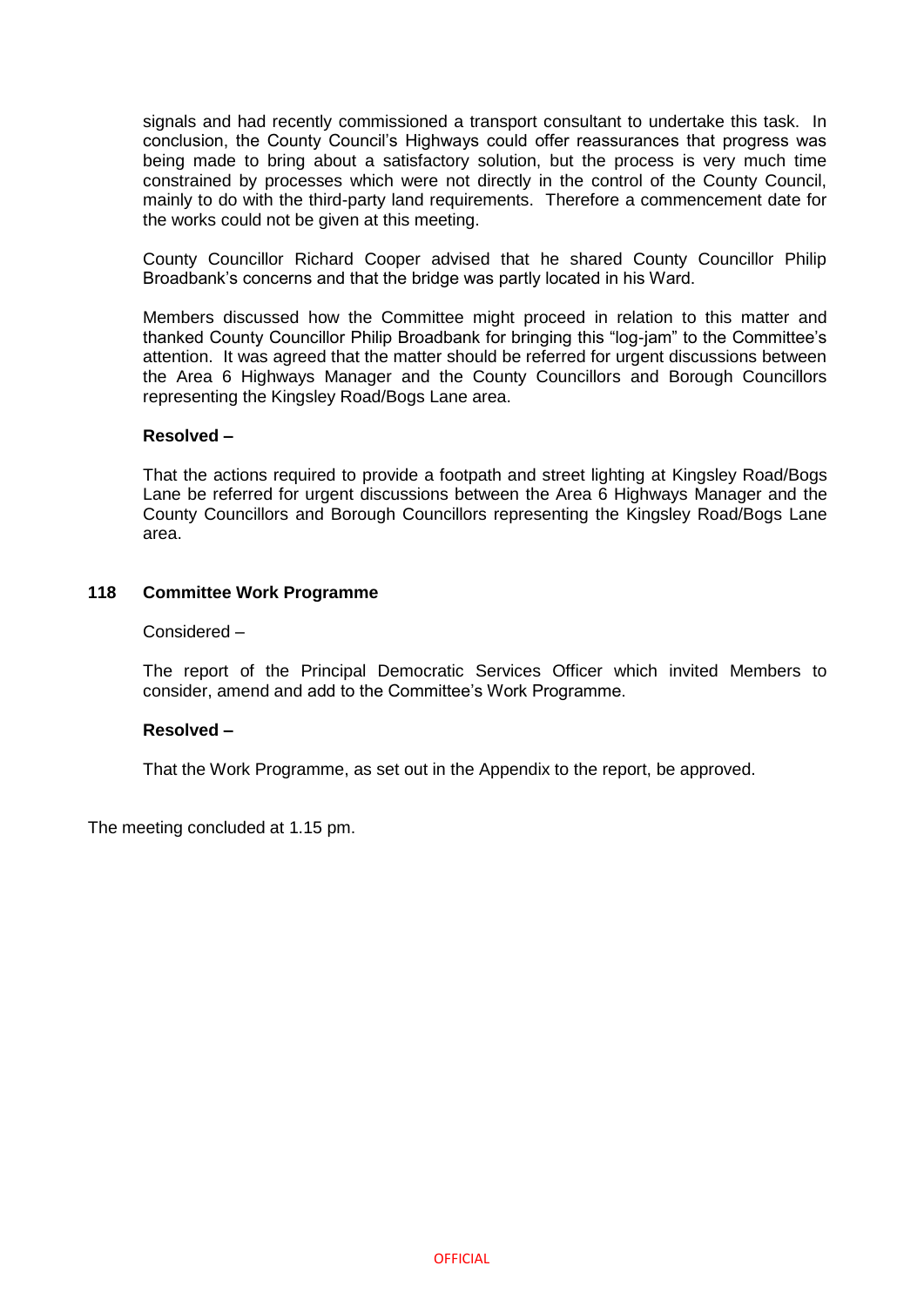signals and had recently commissioned a transport consultant to undertake this task. In conclusion, the County Council's Highways could offer reassurances that progress was being made to bring about a satisfactory solution, but the process is very much time constrained by processes which were not directly in the control of the County Council, mainly to do with the third-party land requirements. Therefore a commencement date for the works could not be given at this meeting.

County Councillor Richard Cooper advised that he shared County Councillor Philip Broadbank's concerns and that the bridge was partly located in his Ward.

Members discussed how the Committee might proceed in relation to this matter and thanked County Councillor Philip Broadbank for bringing this "log-jam" to the Committee's attention. It was agreed that the matter should be referred for urgent discussions between the Area 6 Highways Manager and the County Councillors and Borough Councillors representing the Kingsley Road/Bogs Lane area.

**Resolved –**

That the actions required to provide a footpath and street lighting at Kingsley Road/Bogs Lane be referred for urgent discussions between the Area 6 Highways Manager and the County Councillors and Borough Councillors representing the Kingsley Road/Bogs Lane area.

**118 Committee Work Programme**

Considered –

The report of the Principal Democratic Services Officer which invited Members to consider, amend and add to the Committee's Work Programme.

**Resolved –**

That the Work Programme, as set out in the Appendix to the report, be approved.

The meeting concluded at 1.15 pm.